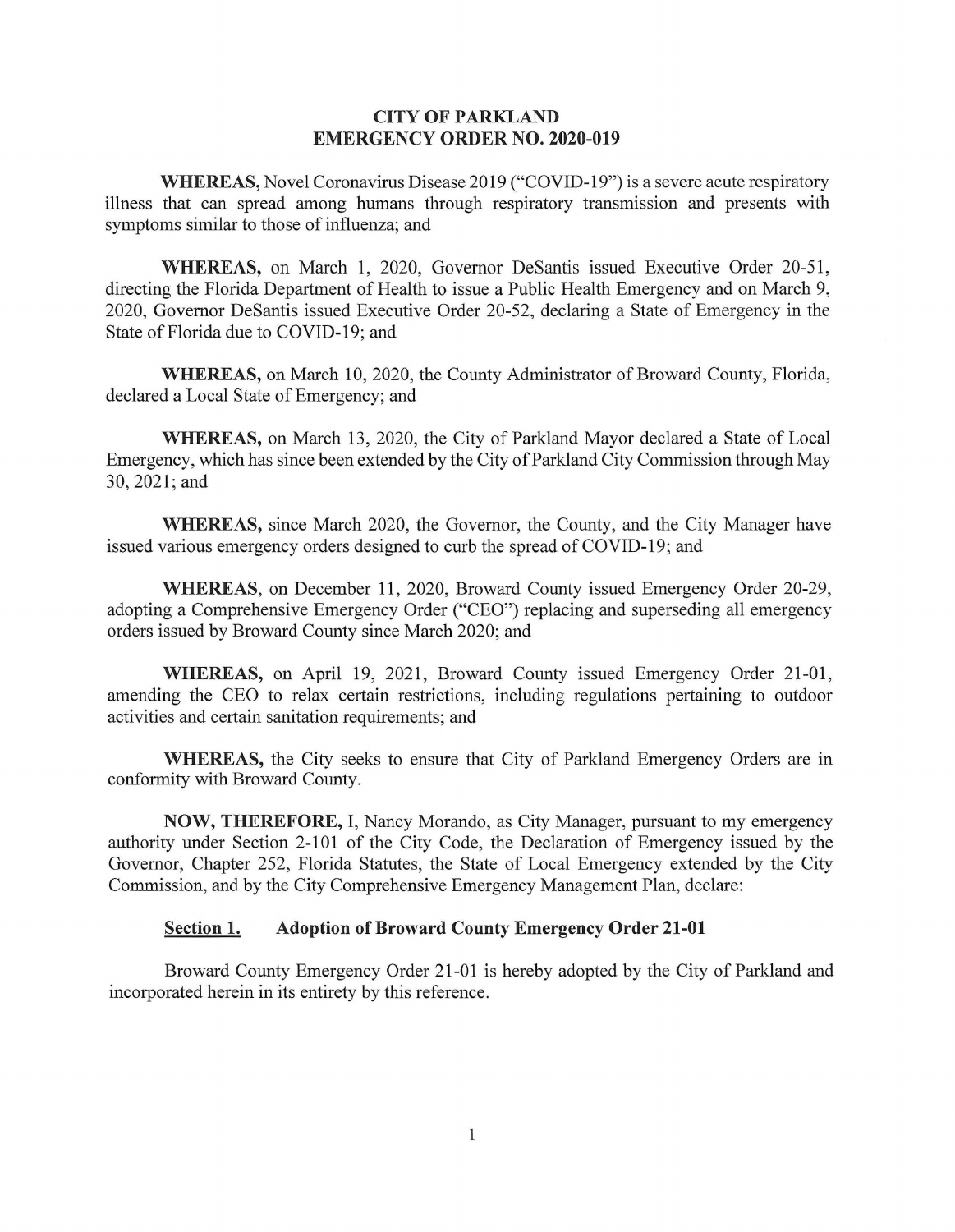**CITY OF PARKLAND**
**EMERGENCY ORDER NO. 2020-019**

**WHEREAS,** Novel Coronavirus Disease 2019 ("COVID-19") is a severe acute respiratory illness that can spread among humans through respiratory transmission and presents with symptoms similar to those of influenza; and

**WHEREAS,** on March 1, 2020, Governor DeSantis issued Executive Order 20-51, directing the Florida Department of Health to issue a Public Health Emergency and on March 9, 2020, Governor DeSantis issued Executive Order 20-52, declaring a State of Emergency in the State of Florida due to COVID-19; and

**WHEREAS,** on March 10, 2020, the County Administrator of Broward County, Florida, declared a Local State of Emergency; and

**WHEREAS,** on March 13, 2020, the City of Parkland Mayor declared a State of Local Emergency, which has since been extended by the City of Parkland City Commission through May 30, 2021; and

**WHEREAS,** since March 2020, the Governor, the County, and the City Manager have issued various emergency orders designed to curb the spread of COVID-19; and

**WHEREAS,** on December 11, 2020, Broward County issued Emergency Order 20-29, adopting a Comprehensive Emergency Order ("CEO") replacing and superseding all emergency orders issued by Broward County since March 2020; and

**WHEREAS,** on April 19, 2021, Broward County issued Emergency Order 21-01, amending the CEO to relax certain restrictions, including regulations pertaining to outdoor activities and certain sanitation requirements; and

**WHEREAS,** the City seeks to ensure that City of Parkland Emergency Orders are in conformity with Broward County.

**NOW, THEREFORE,** I, Nancy Morando, as City Manager, pursuant to my emergency authority under Section 2-101 of the City Code, the Declaration of Emergency issued by the Governor, Chapter 252, Florida Statutes, the State of Local Emergency extended by the City Commission, and by the City Comprehensive Emergency Management Plan, declare:

**Section 1. Adoption of Broward County Emergency Order 21-01**

Broward County Emergency Order 21-01 is hereby adopted by the City of Parkland and incorporated herein in its entirety by this reference.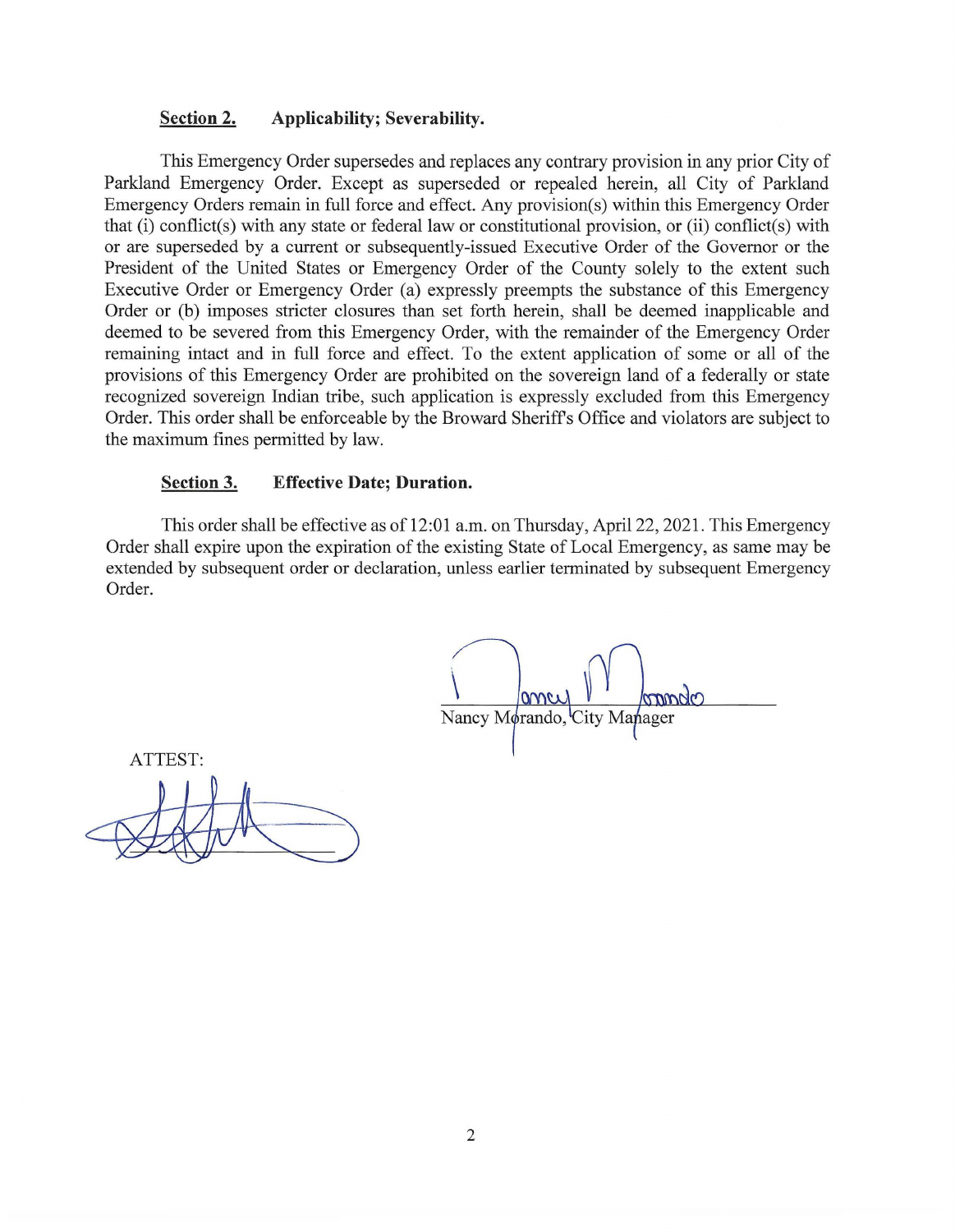**Section 2. Applicability; Severability.**

This Emergency Order supersedes and replaces any contrary provision in any prior City of Parkland Emergency Order. Except as superseded or repealed herein, all City of Parkland Emergency Orders remain in full force and effect. Any provision(s) within this Emergency Order that (i) conflict(s) with any state or federal law or constitutional provision, or (ii) conflict(s) with or are superseded by a current or subsequently-issued Executive Order of the Governor or the President of the United States or Emergency Order of the County solely to the extent such Executive Order or Emergency Order (a) expressly preempts the substance of this Emergency Order or (b) imposes stricter closures than set forth herein, shall be deemed inapplicable and deemed to be severed from this Emergency Order, with the remainder of the Emergency Order remaining intact and in full force and effect. To the extent application of some or all of the provisions of this Emergency Order are prohibited on the sovereign land of a federally or state recognized sovereign Indian tribe, such application is expressly excluded from this Emergency Order. This order shall be enforceable by the Broward Sheriff's Office and violators are subject to the maximum fines permitted by law.

**Section 3. Effective Date; Duration.**

This order shall be effective as of 12:01 a.m. on Thursday, April 22, 2021. This Emergency Order shall expire upon the expiration of the existing State of Local Emergency, as same may be extended by subsequent order or declaration, unless earlier terminated by subsequent Emergency Order.

Nancy Morando, City Manager

ATTEST: